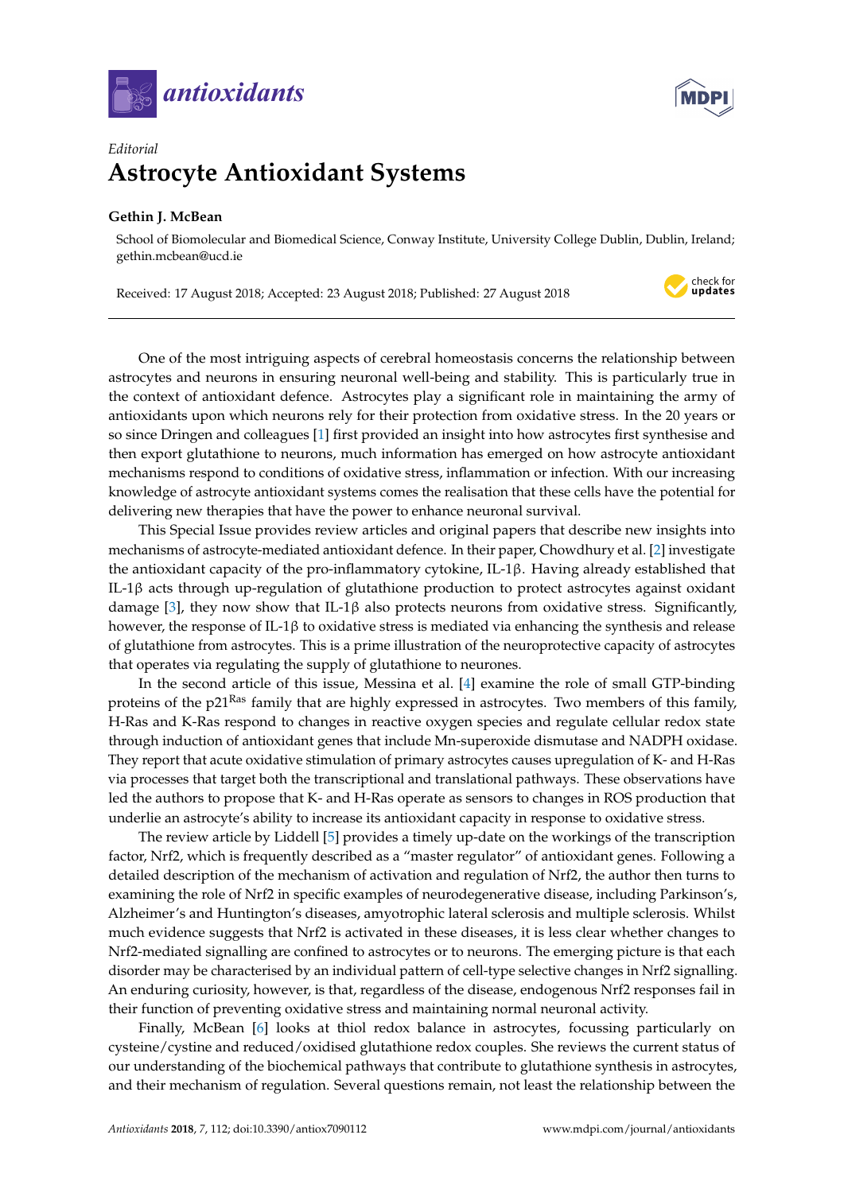*Editorial*

# Astrocyte Antioxidant Systems

**Gethin J. McBean**

School of Biomolecular and Biomedical Science, Conway Institute, University College Dublin, Dublin, Ireland; gethin.mcbean@ucd.ie

Received: 17 August 2018; Accepted: 23 August 2018; Published: 27 August 2018

One of the most intriguing aspects of cerebral homeostasis concerns the relationship between astrocytes and neurons in ensuring neuronal well-being and stability. This is particularly true in the context of antioxidant defence. Astrocytes play a significant role in maintaining the army of antioxidants upon which neurons rely for their protection from oxidative stress. In the 20 years or so since Dringen and colleagues [1] first provided an insight into how astrocytes first synthesise and then export glutathione to neurons, much information has emerged on how astrocyte antioxidant mechanisms respond to conditions of oxidative stress, inflammation or infection. With our increasing knowledge of astrocyte antioxidant systems comes the realisation that these cells have the potential for delivering new therapies that have the power to enhance neuronal survival.

This Special Issue provides review articles and original papers that describe new insights into mechanisms of astrocyte-mediated antioxidant defence. In their paper, Chowdhury et al. [2] investigate the antioxidant capacity of the pro-inflammatory cytokine, IL-1β. Having already established that IL-1β acts through up-regulation of glutathione production to protect astrocytes against oxidant damage [3], they now show that IL-1β also protects neurons from oxidative stress. Significantly, however, the response of IL-1β to oxidative stress is mediated via enhancing the synthesis and release of glutathione from astrocytes. This is a prime illustration of the neuroprotective capacity of astrocytes that operates via regulating the supply of glutathione to neurones.

In the second article of this issue, Messina et al. [4] examine the role of small GTP-binding proteins of the $p21^{Ras}$ family that are highly expressed in astrocytes. Two members of this family, H-Ras and K-Ras respond to changes in reactive oxygen species and regulate cellular redox state through induction of antioxidant genes that include Mn-superoxide dismutase and NADPH oxidase. They report that acute oxidative stimulation of primary astrocytes causes upregulation of K- and H-Ras via processes that target both the transcriptional and translational pathways. These observations have led the authors to propose that K- and H-Ras operate as sensors to changes in ROS production that underlie an astrocyte's ability to increase its antioxidant capacity in response to oxidative stress.

The review article by Liddell [5] provides a timely up-date on the workings of the transcription factor, Nrf2, which is frequently described as a "master regulator" of antioxidant genes. Following a detailed description of the mechanism of activation and regulation of Nrf2, the author then turns to examining the role of Nrf2 in specific examples of neurodegenerative disease, including Parkinson's, Alzheimer's and Huntington's diseases, amyotrophic lateral sclerosis and multiple sclerosis. Whilst much evidence suggests that Nrf2 is activated in these diseases, it is less clear whether changes to Nrf2-mediated signalling are confined to astrocytes or to neurons. The emerging picture is that each disorder may be characterised by an individual pattern of cell-type selective changes in Nrf2 signalling. An enduring curiosity, however, is that, regardless of the disease, endogenous Nrf2 responses fail in their function of preventing oxidative stress and maintaining normal neuronal activity.

Finally, McBean [6] looks at thiol redox balance in astrocytes, focussing particularly on cysteine/cystine and reduced/oxidised glutathione redox couples. She reviews the current status of our understanding of the biochemical pathways that contribute to glutathione synthesis in astrocytes, and their mechanism of regulation. Several questions remain, not least the relationship between the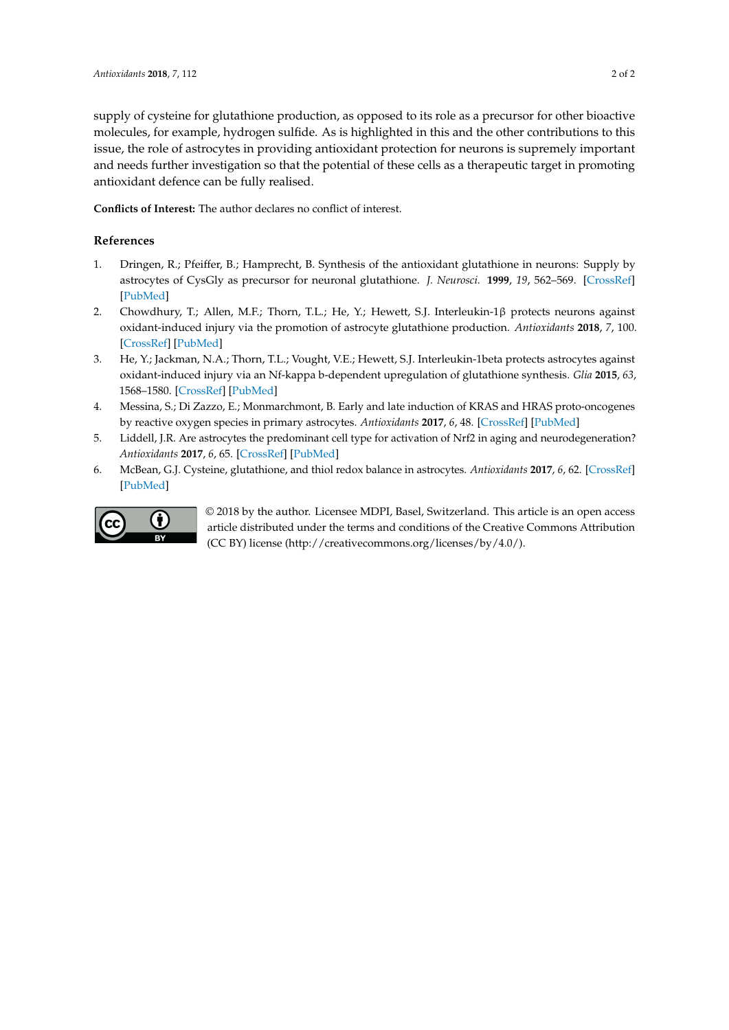supply of cysteine for glutathione production, as opposed to its role as a precursor for other bioactive molecules, for example, hydrogen sulfide. As is highlighted in this and the other contributions to this issue, the role of astrocytes in providing antioxidant protection for neurons is supremely important and needs further investigation so that the potential of these cells as a therapeutic target in promoting antioxidant defence can be fully realised.

**Conflicts of Interest:** The author declares no conflict of interest.

## References

1. Dringen, R.; Pfeiffer, B.; Hamprecht, B. Synthesis of the antioxidant glutathione in neurons: Supply by astrocytes of CysGly as precursor for neuronal glutathione. *J. Neurosci.* **1999**, *19*, 562–569. [CrossRef] [PubMed]
2. Chowdhury, T.; Allen, M.F.; Thorn, T.L.; He, Y.; Hewett, S.J. Interleukin-1β protects neurons against oxidant-induced injury via the promotion of astrocyte glutathione production. *Antioxidants* **2018**, *7*, 100. [CrossRef] [PubMed]
3. He, Y.; Jackman, N.A.; Thorn, T.L.; Vought, V.E.; Hewett, S.J. Interleukin-1beta protects astrocytes against oxidant-induced injury via an Nf-kappa b-dependent upregulation of glutathione synthesis. *Glia* **2015**, *63*, 1568–1580. [CrossRef] [PubMed]
4. Messina, S.; Di Zazzo, E.; Monmarchmont, B. Early and late induction of KRAS and HRAS proto-oncogenes by reactive oxygen species in primary astrocytes. *Antioxidants* **2017**, *6*, 48. [CrossRef] [PubMed]
5. Liddell, J.R. Are astrocytes the predominant cell type for activation of Nrf2 in aging and neurodegeneration? *Antioxidants* **2017**, *6*, 65. [CrossRef] [PubMed]
6. McBean, G.J. Cysteine, glutathione, and thiol redox balance in astrocytes. *Antioxidants* **2017**, *6*, 62. [CrossRef] [PubMed]

© 2018 by the author. Licensee MDPI, Basel, Switzerland. This article is an open access article distributed under the terms and conditions of the Creative Commons Attribution (CC BY) license (http://creativecommons.org/licenses/by/4.0/).